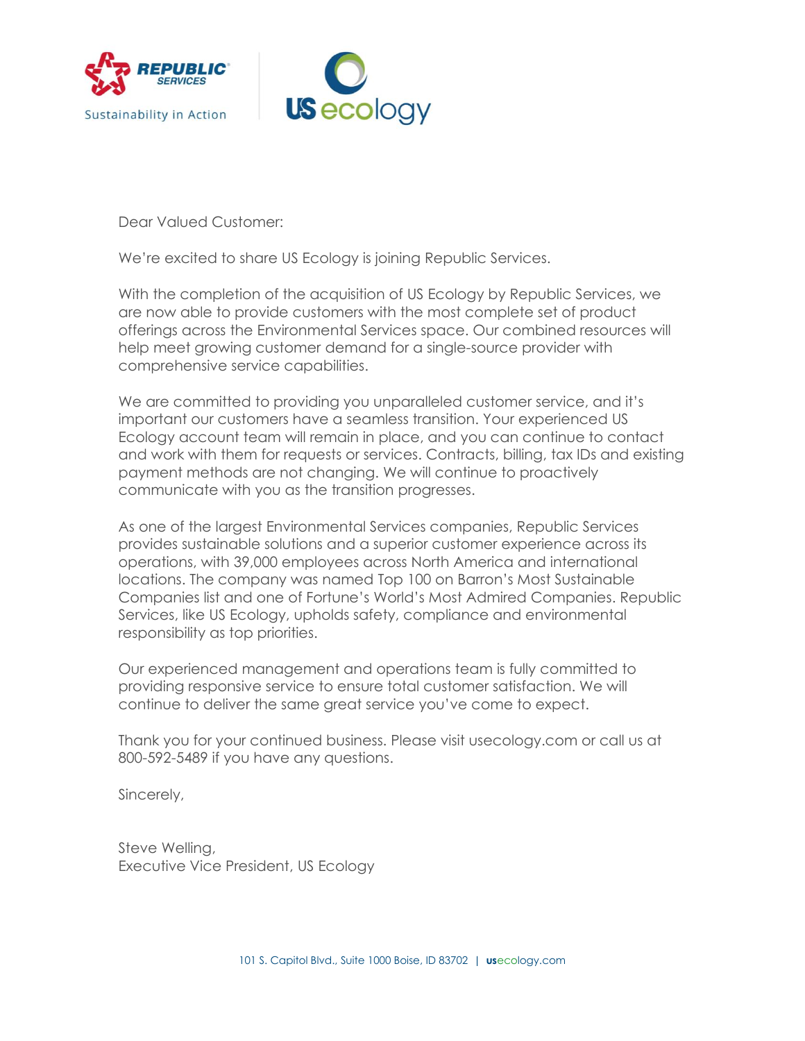Dear Valued Customer:

We're excited to share US Ecology is joining Republic Services.

With the completion of the acquisition of US Ecology by Republic Services, we are now able to provide customers with the most complete set of product offerings across the Environmental Services space. Our combined resources will help meet growing customer demand for a single-source provider with comprehensive service capabilities.

We are committed to providing you unparalleled customer service, and it's important our customers have a seamless transition. Your experienced US Ecology account team will remain in place, and you can continue to contact and work with them for requests or services. Contracts, billing, tax IDs and existing payment methods are not changing. We will continue to proactively communicate with you as the transition progresses.

As one of the largest Environmental Services companies, Republic Services provides sustainable solutions and a superior customer experience across its operations, with 39,000 employees across North America and international locations. The company was named Top 100 on Barron's Most Sustainable Companies list and one of Fortune's World's Most Admired Companies. Republic Services, like US Ecology, upholds safety, compliance and environmental responsibility as top priorities.

Our experienced management and operations team is fully committed to providing responsive service to ensure total customer satisfaction. We will continue to deliver the same great service you've come to expect.

Thank you for your continued business. Please visit usecology.com or call us at 800-592-5489 if you have any questions.

Sincerely,

Steve Welling,
Executive Vice President, US Ecology

101 S. Capitol Blvd., Suite 1000 Boise, ID 83702 | usecology.com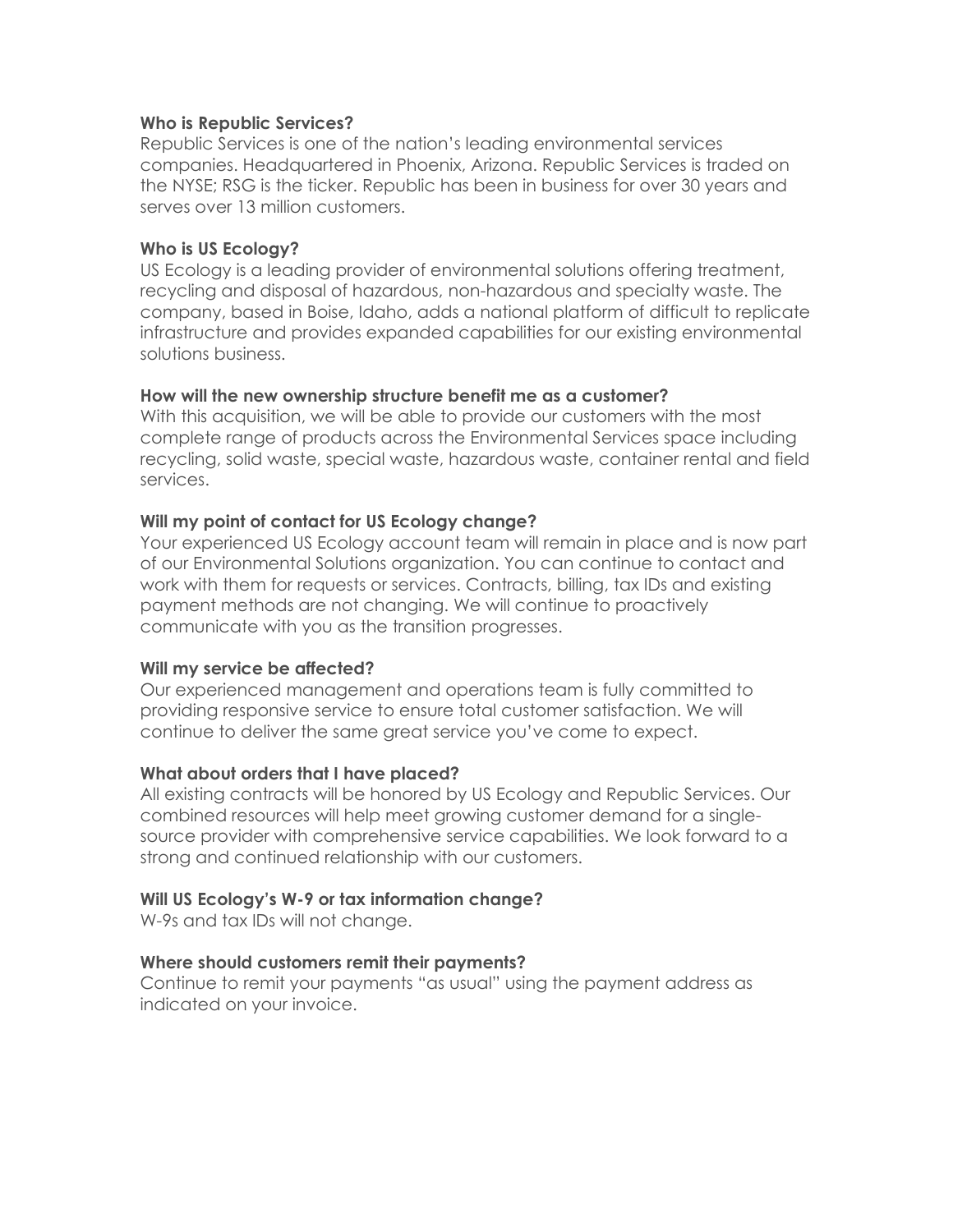**Who is Republic Services?**
Republic Services is one of the nation's leading environmental services companies. Headquartered in Phoenix, Arizona. Republic Services is traded on the NYSE; RSG is the ticker. Republic has been in business for over 30 years and serves over 13 million customers.

**Who is US Ecology?**
US Ecology is a leading provider of environmental solutions offering treatment, recycling and disposal of hazardous, non-hazardous and specialty waste. The company, based in Boise, Idaho, adds a national platform of difficult to replicate infrastructure and provides expanded capabilities for our existing environmental solutions business.

**How will the new ownership structure benefit me as a customer?**
With this acquisition, we will be able to provide our customers with the most complete range of products across the Environmental Services space including recycling, solid waste, special waste, hazardous waste, container rental and field services.

**Will my point of contact for US Ecology change?**
Your experienced US Ecology account team will remain in place and is now part of our Environmental Solutions organization. You can continue to contact and work with them for requests or services. Contracts, billing, tax IDs and existing payment methods are not changing. We will continue to proactively communicate with you as the transition progresses.

**Will my service be affected?**
Our experienced management and operations team is fully committed to providing responsive service to ensure total customer satisfaction. We will continue to deliver the same great service you've come to expect.

**What about orders that I have placed?**
All existing contracts will be honored by US Ecology and Republic Services. Our combined resources will help meet growing customer demand for a single-source provider with comprehensive service capabilities. We look forward to a strong and continued relationship with our customers.

**Will US Ecology's W-9 or tax information change?**
W-9s and tax IDs will not change.

**Where should customers remit their payments?**
Continue to remit your payments "as usual" using the payment address as indicated on your invoice.